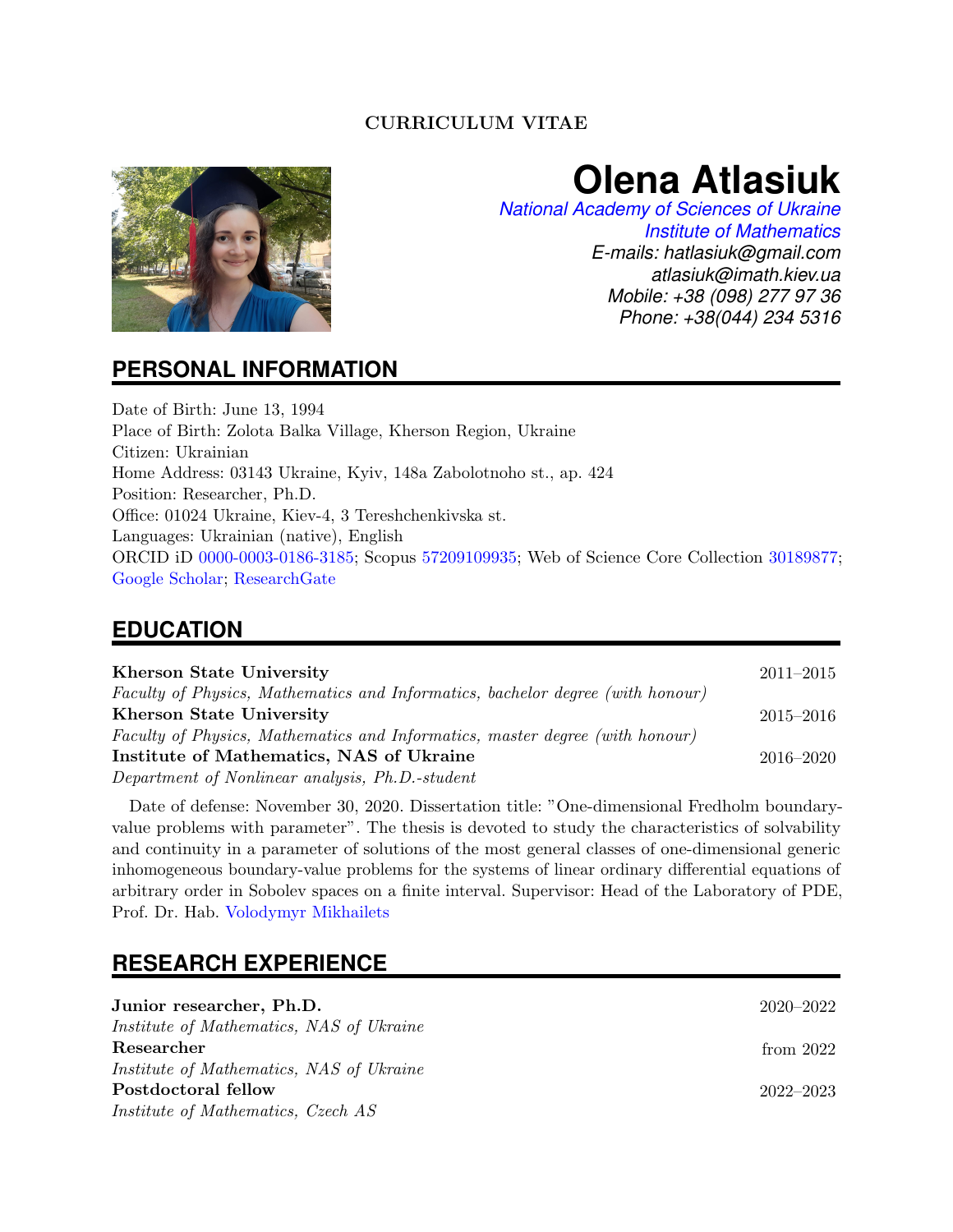CURRICULUM VITAE

# Olena Atlasiuk

*National Academy of Sciences of Ukraine*
*Institute of Mathematics*
*E-mails: hatlasiuk@gmail.com*
*atlasiuk@imath.kiev.ua*
*Mobile: +38 (098) 277 97 36*
*Phone: +38(044) 234 5316*

## PERSONAL INFORMATION

Date of Birth: June 13, 1994
Place of Birth: Zolota Balka Village, Kherson Region, Ukraine
Citizen: Ukrainian
Home Address: 03143 Ukraine, Kyiv, 148a Zabolotnoho st., ap. 424
Position: Researcher, Ph.D.
Office: 01024 Ukraine, Kiev-4, 3 Tereshchenkivska st.
Languages: Ukrainian (native), English
ORCID iD 0000-0003-0186-3185; Scopus 57209109935; Web of Science Core Collection 30189877; Google Scholar; ResearchGate

## EDUCATION

**Kherson State University** — 2011–2015
*Faculty of Physics, Mathematics and Informatics, bachelor degree (with honour)*

**Kherson State University** — 2015–2016
*Faculty of Physics, Mathematics and Informatics, master degree (with honour)*

**Institute of Mathematics, NAS of Ukraine** — 2016–2020
*Department of Nonlinear analysis, Ph.D.-student*

Date of defense: November 30, 2020. Dissertation title: "One-dimensional Fredholm boundary-value problems with parameter". The thesis is devoted to study the characteristics of solvability and continuity in a parameter of solutions of the most general classes of one-dimensional generic inhomogeneous boundary-value problems for the systems of linear ordinary differential equations of arbitrary order in Sobolev spaces on a finite interval. Supervisor: Head of the Laboratory of PDE, Prof. Dr. Hab. Volodymyr Mikhailets

## RESEARCH EXPERIENCE

**Junior researcher, Ph.D.** — 2020–2022
*Institute of Mathematics, NAS of Ukraine*

**Researcher** — from 2022
*Institute of Mathematics, NAS of Ukraine*

**Postdoctoral fellow** — 2022–2023
*Institute of Mathematics, Czech AS*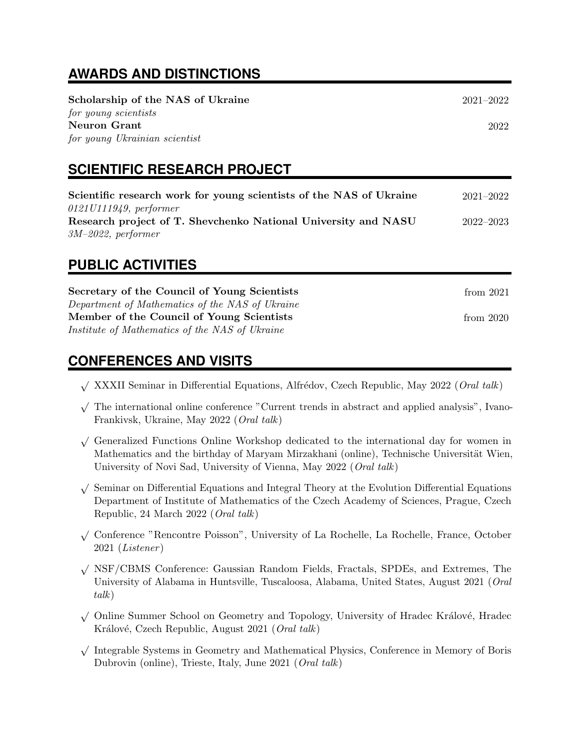## AWARDS AND DISTINCTIONS

**Scholarship of the NAS of Ukraine** 2021–2022
*for young scientists*

**Neuron Grant** 2022
*for young Ukrainian scientist*

## SCIENTIFIC RESEARCH PROJECT

**Scientific research work for young scientists of the NAS of Ukraine** 2021–2022
*0121U111949, performer*

**Research project of T. Shevchenko National University and NASU** 2022–2023
*3M–2022, performer*

## PUBLIC ACTIVITIES

**Secretary of the Council of Young Scientists** from 2021
*Department of Mathematics of the NAS of Ukraine*

**Member of the Council of Young Scientists** from 2020
*Institute of Mathematics of the NAS of Ukraine*

## CONFERENCES AND VISITS

- √ XXXII Seminar in Differential Equations, Alfrédov, Czech Republic, May 2022 (*Oral talk*)
- √ The international online conference "Current trends in abstract and applied analysis", Ivano-Frankivsk, Ukraine, May 2022 (*Oral talk*)
- √ Generalized Functions Online Workshop dedicated to the international day for women in Mathematics and the birthday of Maryam Mirzakhani (online), Technische Universität Wien, University of Novi Sad, University of Vienna, May 2022 (*Oral talk*)
- √ Seminar on Differential Equations and Integral Theory at the Evolution Differential Equations Department of Institute of Mathematics of the Czech Academy of Sciences, Prague, Czech Republic, 24 March 2022 (*Oral talk*)
- √ Conference "Rencontre Poisson", University of La Rochelle, La Rochelle, France, October 2021 (*Listener*)
- √ NSF/CBMS Conference: Gaussian Random Fields, Fractals, SPDEs, and Extremes, The University of Alabama in Huntsville, Tuscaloosa, Alabama, United States, August 2021 (*Oral talk*)
- √ Online Summer School on Geometry and Topology, University of Hradec Králové, Hradec Králové, Czech Republic, August 2021 (*Oral talk*)
- √ Integrable Systems in Geometry and Mathematical Physics, Conference in Memory of Boris Dubrovin (online), Trieste, Italy, June 2021 (*Oral talk*)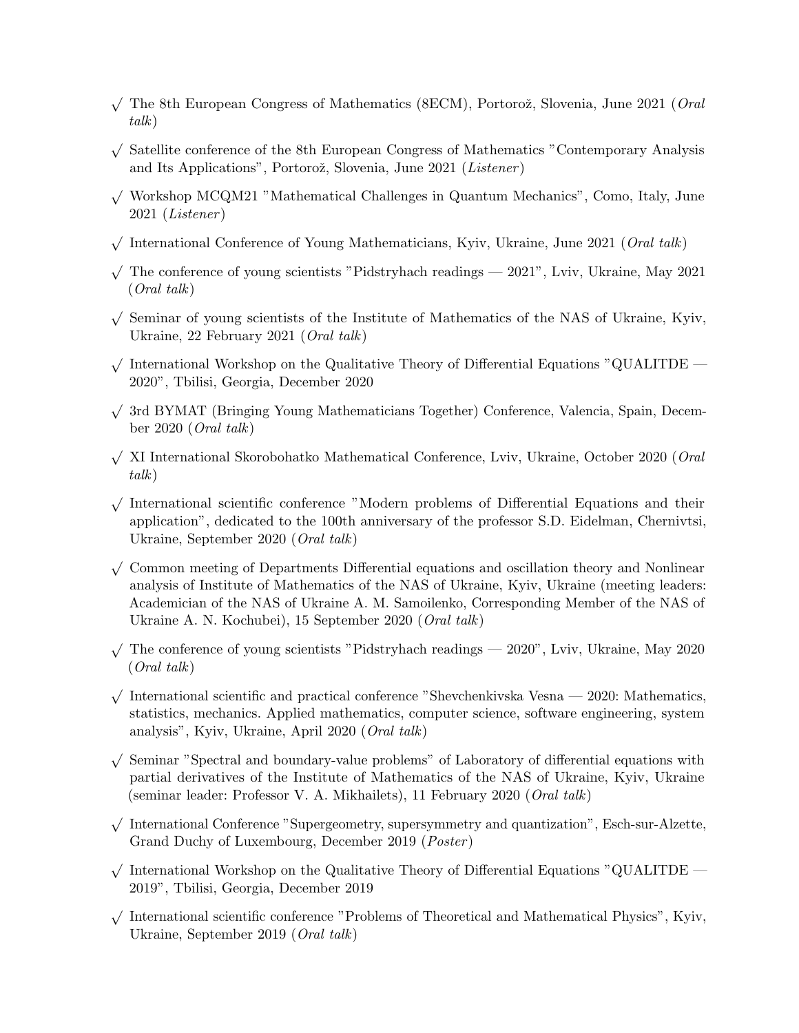- √ The 8th European Congress of Mathematics (8ECM), Portorož, Slovenia, June 2021 (*Oral talk*)
- √ Satellite conference of the 8th European Congress of Mathematics "Contemporary Analysis and Its Applications", Portorož, Slovenia, June 2021 (*Listener*)
- √ Workshop MCQM21 "Mathematical Challenges in Quantum Mechanics", Como, Italy, June 2021 (*Listener*)
- √ International Conference of Young Mathematicians, Kyiv, Ukraine, June 2021 (*Oral talk*)
- √ The conference of young scientists "Pidstryhach readings — 2021", Lviv, Ukraine, May 2021 (*Oral talk*)
- √ Seminar of young scientists of the Institute of Mathematics of the NAS of Ukraine, Kyiv, Ukraine, 22 February 2021 (*Oral talk*)
- √ International Workshop on the Qualitative Theory of Differential Equations "QUALITDE — 2020", Tbilisi, Georgia, December 2020
- √ 3rd BYMAT (Bringing Young Mathematicians Together) Conference, Valencia, Spain, December 2020 (*Oral talk*)
- √ XI International Skorobohatko Mathematical Conference, Lviv, Ukraine, October 2020 (*Oral talk*)
- √ International scientific conference "Modern problems of Differential Equations and their application", dedicated to the 100th anniversary of the professor S.D. Eidelman, Chernivtsi, Ukraine, September 2020 (*Oral talk*)
- √ Common meeting of Departments Differential equations and oscillation theory and Nonlinear analysis of Institute of Mathematics of the NAS of Ukraine, Kyiv, Ukraine (meeting leaders: Academician of the NAS of Ukraine A. M. Samoilenko, Corresponding Member of the NAS of Ukraine A. N. Kochubei), 15 September 2020 (*Oral talk*)
- √ The conference of young scientists "Pidstryhach readings — 2020", Lviv, Ukraine, May 2020 (*Oral talk*)
- √ International scientific and practical conference "Shevchenkivska Vesna — 2020: Mathematics, statistics, mechanics. Applied mathematics, computer science, software engineering, system analysis", Kyiv, Ukraine, April 2020 (*Oral talk*)
- √ Seminar "Spectral and boundary-value problems" of Laboratory of differential equations with partial derivatives of the Institute of Mathematics of the NAS of Ukraine, Kyiv, Ukraine (seminar leader: Professor V. A. Mikhailets), 11 February 2020 (*Oral talk*)
- √ International Conference "Supergeometry, supersymmetry and quantization", Esch-sur-Alzette, Grand Duchy of Luxembourg, December 2019 (*Poster*)
- √ International Workshop on the Qualitative Theory of Differential Equations "QUALITDE — 2019", Tbilisi, Georgia, December 2019
- √ International scientific conference "Problems of Theoretical and Mathematical Physics", Kyiv, Ukraine, September 2019 (*Oral talk*)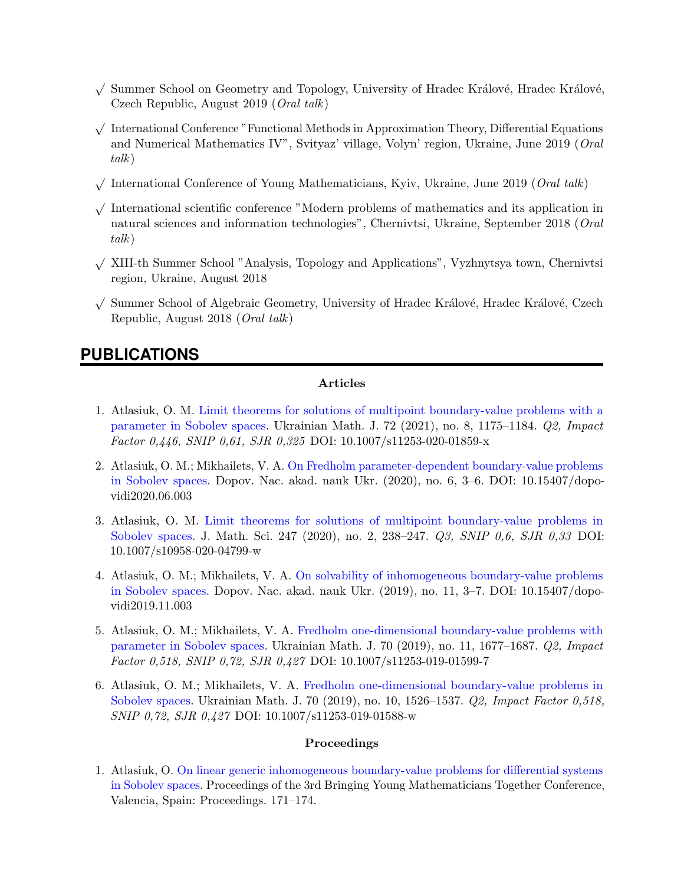- √ Summer School on Geometry and Topology, University of Hradec Králové, Hradec Králové, Czech Republic, August 2019 (*Oral talk*)
- √ International Conference "Functional Methods in Approximation Theory, Differential Equations and Numerical Mathematics IV", Svityaz' village, Volyn' region, Ukraine, June 2019 (*Oral talk*)
- √ International Conference of Young Mathematicians, Kyiv, Ukraine, June 2019 (*Oral talk*)
- √ International scientific conference "Modern problems of mathematics and its application in natural sciences and information technologies", Chernivtsi, Ukraine, September 2018 (*Oral talk*)
- √ XIII-th Summer School "Analysis, Topology and Applications", Vyzhnytsya town, Chernivtsi region, Ukraine, August 2018
- √ Summer School of Algebraic Geometry, University of Hradec Králové, Hradec Králové, Czech Republic, August 2018 (*Oral talk*)

## PUBLICATIONS

### Articles

1. Atlasiuk, O. M. Limit theorems for solutions of multipoint boundary-value problems with a parameter in Sobolev spaces. Ukrainian Math. J. 72 (2021), no. 8, 1175–1184. *Q2, Impact Factor 0,446, SNIP 0,61, SJR 0,325* DOI: 10.1007/s11253-020-01859-x
2. Atlasiuk, O. M.; Mikhailets, V. A. On Fredholm parameter-dependent boundary-value problems in Sobolev spaces. Dopov. Nac. akad. nauk Ukr. (2020), no. 6, 3–6. DOI: 10.15407/dopovidi2020.06.003
3. Atlasiuk, O. M. Limit theorems for solutions of multipoint boundary-value problems in Sobolev spaces. J. Math. Sci. 247 (2020), no. 2, 238–247. *Q3, SNIP 0,6, SJR 0,33* DOI: 10.1007/s10958-020-04799-w
4. Atlasiuk, O. M.; Mikhailets, V. A. On solvability of inhomogeneous boundary-value problems in Sobolev spaces. Dopov. Nac. akad. nauk Ukr. (2019), no. 11, 3–7. DOI: 10.15407/dopovidi2019.11.003
5. Atlasiuk, O. M.; Mikhailets, V. A. Fredholm one-dimensional boundary-value problems with parameter in Sobolev spaces. Ukrainian Math. J. 70 (2019), no. 11, 1677–1687. *Q2, Impact Factor 0,518, SNIP 0,72, SJR 0,427* DOI: 10.1007/s11253-019-01599-7
6. Atlasiuk, O. M.; Mikhailets, V. A. Fredholm one-dimensional boundary-value problems in Sobolev spaces. Ukrainian Math. J. 70 (2019), no. 10, 1526–1537. *Q2, Impact Factor 0,518, SNIP 0,72, SJR 0,427* DOI: 10.1007/s11253-019-01588-w

### Proceedings

1. Atlasiuk, O. On linear generic inhomogeneous boundary-value problems for differential systems in Sobolev spaces. Proceedings of the 3rd Bringing Young Mathematicians Together Conference, Valencia, Spain: Proceedings. 171–174.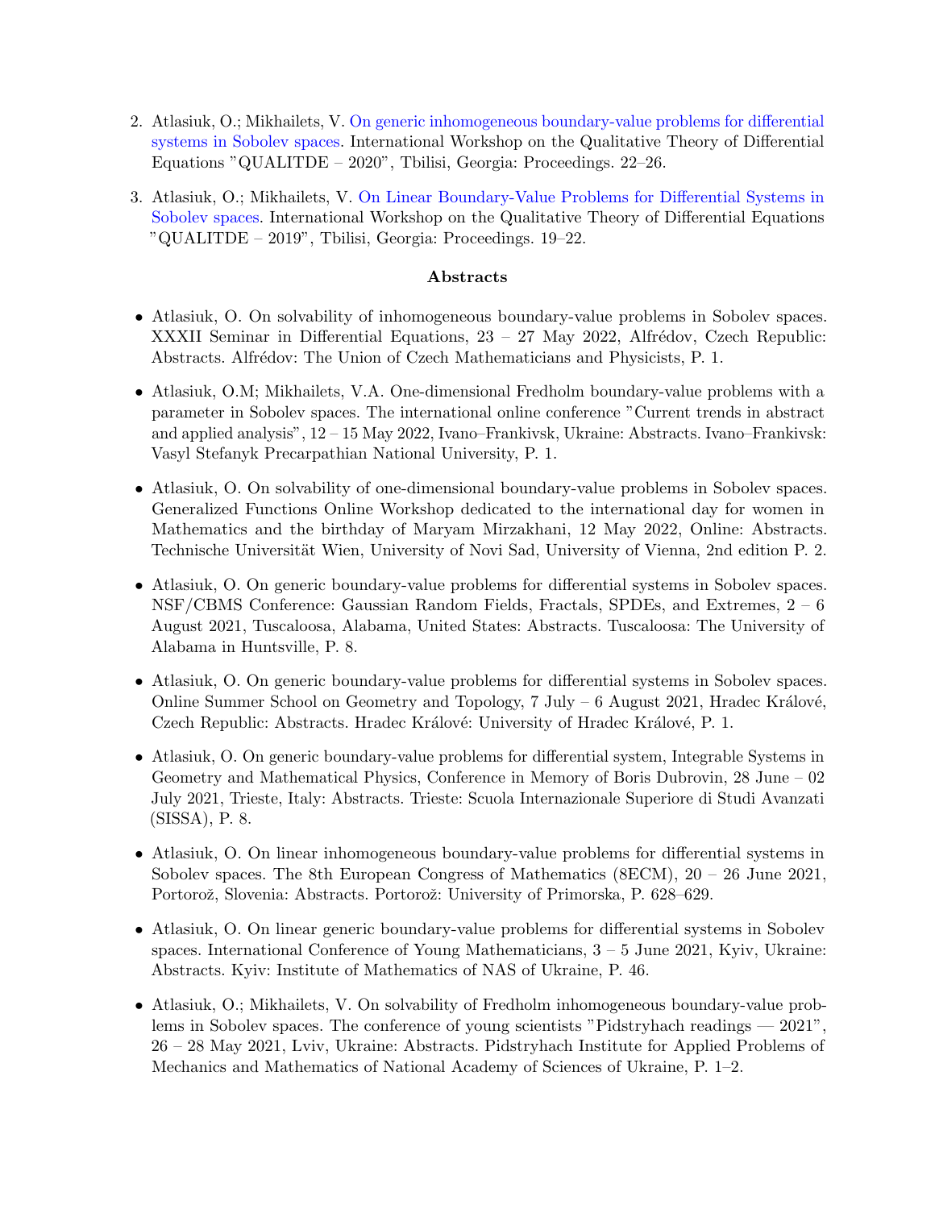2. Atlasiuk, O.; Mikhailets, V. On generic inhomogeneous boundary-value problems for differential systems in Sobolev spaces. International Workshop on the Qualitative Theory of Differential Equations "QUALITDE – 2020", Tbilisi, Georgia: Proceedings. 22–26.

3. Atlasiuk, O.; Mikhailets, V. On Linear Boundary-Value Problems for Differential Systems in Sobolev spaces. International Workshop on the Qualitative Theory of Differential Equations "QUALITDE – 2019", Tbilisi, Georgia: Proceedings. 19–22.

### Abstracts

- Atlasiuk, O. On solvability of inhomogeneous boundary-value problems in Sobolev spaces. XXXII Seminar in Differential Equations, 23 – 27 May 2022, Alfrédov, Czech Republic: Abstracts. Alfrédov: The Union of Czech Mathematicians and Physicists, P. 1.

- Atlasiuk, O.M; Mikhailets, V.A. One-dimensional Fredholm boundary-value problems with a parameter in Sobolev spaces. The international online conference "Current trends in abstract and applied analysis", 12 – 15 May 2022, Ivano–Frankivsk, Ukraine: Abstracts. Ivano–Frankivsk: Vasyl Stefanyk Precarpathian National University, P. 1.

- Atlasiuk, O. On solvability of one-dimensional boundary-value problems in Sobolev spaces. Generalized Functions Online Workshop dedicated to the international day for women in Mathematics and the birthday of Maryam Mirzakhani, 12 May 2022, Online: Abstracts. Technische Universität Wien, University of Novi Sad, University of Vienna, 2nd edition P. 2.

- Atlasiuk, O. On generic boundary-value problems for differential systems in Sobolev spaces. NSF/CBMS Conference: Gaussian Random Fields, Fractals, SPDEs, and Extremes, 2 – 6 August 2021, Tuscaloosa, Alabama, United States: Abstracts. Tuscaloosa: The University of Alabama in Huntsville, P. 8.

- Atlasiuk, O. On generic boundary-value problems for differential systems in Sobolev spaces. Online Summer School on Geometry and Topology, 7 July – 6 August 2021, Hradec Králové, Czech Republic: Abstracts. Hradec Králové: University of Hradec Králové, P. 1.

- Atlasiuk, O. On generic boundary-value problems for differential system, Integrable Systems in Geometry and Mathematical Physics, Conference in Memory of Boris Dubrovin, 28 June – 02 July 2021, Trieste, Italy: Abstracts. Trieste: Scuola Internazionale Superiore di Studi Avanzati (SISSA), P. 8.

- Atlasiuk, O. On linear inhomogeneous boundary-value problems for differential systems in Sobolev spaces. The 8th European Congress of Mathematics (8ECM), 20 – 26 June 2021, Portorož, Slovenia: Abstracts. Portorož: University of Primorska, P. 628–629.

- Atlasiuk, O. On linear generic boundary-value problems for differential systems in Sobolev spaces. International Conference of Young Mathematicians, 3 – 5 June 2021, Kyiv, Ukraine: Abstracts. Kyiv: Institute of Mathematics of NAS of Ukraine, P. 46.

- Atlasiuk, O.; Mikhailets, V. On solvability of Fredholm inhomogeneous boundary-value problems in Sobolev spaces. The conference of young scientists "Pidstryhach readings — 2021", 26 – 28 May 2021, Lviv, Ukraine: Abstracts. Pidstryhach Institute for Applied Problems of Mechanics and Mathematics of National Academy of Sciences of Ukraine, P. 1–2.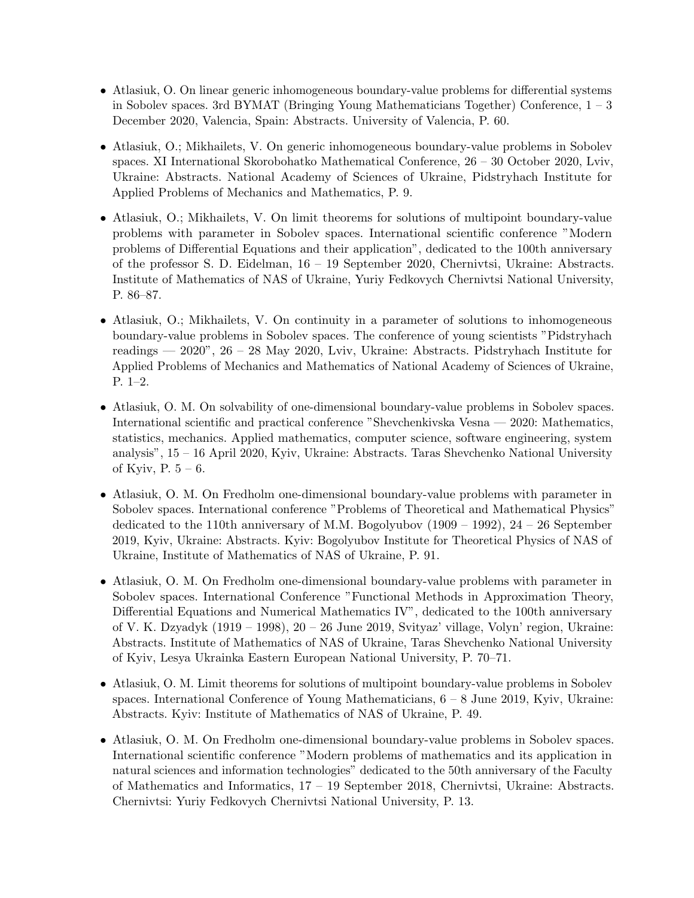- Atlasiuk, O. On linear generic inhomogeneous boundary-value problems for differential systems in Sobolev spaces. 3rd BYMAT (Bringing Young Mathematicians Together) Conference, 1 – 3 December 2020, Valencia, Spain: Abstracts. University of Valencia, P. 60.

- Atlasiuk, O.; Mikhailets, V. On generic inhomogeneous boundary-value problems in Sobolev spaces. XI International Skorobohatko Mathematical Conference, 26 – 30 October 2020, Lviv, Ukraine: Abstracts. National Academy of Sciences of Ukraine, Pidstryhach Institute for Applied Problems of Mechanics and Mathematics, P. 9.

- Atlasiuk, O.; Mikhailets, V. On limit theorems for solutions of multipoint boundary-value problems with parameter in Sobolev spaces. International scientific conference "Modern problems of Differential Equations and their application", dedicated to the 100th anniversary of the professor S. D. Eidelman, 16 – 19 September 2020, Chernivtsi, Ukraine: Abstracts. Institute of Mathematics of NAS of Ukraine, Yuriy Fedkovych Chernivtsi National University, P. 86–87.

- Atlasiuk, O.; Mikhailets, V. On continuity in a parameter of solutions to inhomogeneous boundary-value problems in Sobolev spaces. The conference of young scientists "Pidstryhach readings — 2020", 26 – 28 May 2020, Lviv, Ukraine: Abstracts. Pidstryhach Institute for Applied Problems of Mechanics and Mathematics of National Academy of Sciences of Ukraine, P. 1–2.

- Atlasiuk, O. M. On solvability of one-dimensional boundary-value problems in Sobolev spaces. International scientific and practical conference "Shevchenkivska Vesna — 2020: Mathematics, statistics, mechanics. Applied mathematics, computer science, software engineering, system analysis", 15 – 16 April 2020, Kyiv, Ukraine: Abstracts. Taras Shevchenko National University of Kyiv, P. 5 – 6.

- Atlasiuk, O. M. On Fredholm one-dimensional boundary-value problems with parameter in Sobolev spaces. International conference "Problems of Theoretical and Mathematical Physics" dedicated to the 110th anniversary of M.M. Bogolyubov (1909 – 1992), 24 – 26 September 2019, Kyiv, Ukraine: Abstracts. Kyiv: Bogolyubov Institute for Theoretical Physics of NAS of Ukraine, Institute of Mathematics of NAS of Ukraine, P. 91.

- Atlasiuk, O. M. On Fredholm one-dimensional boundary-value problems with parameter in Sobolev spaces. International Conference "Functional Methods in Approximation Theory, Differential Equations and Numerical Mathematics IV", dedicated to the 100th anniversary of V. K. Dzyadyk (1919 – 1998), 20 – 26 June 2019, Svityaz' village, Volyn' region, Ukraine: Abstracts. Institute of Mathematics of NAS of Ukraine, Taras Shevchenko National University of Kyiv, Lesya Ukrainka Eastern European National University, P. 70–71.

- Atlasiuk, O. M. Limit theorems for solutions of multipoint boundary-value problems in Sobolev spaces. International Conference of Young Mathematicians, 6 – 8 June 2019, Kyiv, Ukraine: Abstracts. Kyiv: Institute of Mathematics of NAS of Ukraine, P. 49.

- Atlasiuk, O. M. On Fredholm one-dimensional boundary-value problems in Sobolev spaces. International scientific conference "Modern problems of mathematics and its application in natural sciences and information technologies" dedicated to the 50th anniversary of the Faculty of Mathematics and Informatics, 17 – 19 September 2018, Chernivtsi, Ukraine: Abstracts. Chernivtsi: Yuriy Fedkovych Chernivtsi National University, P. 13.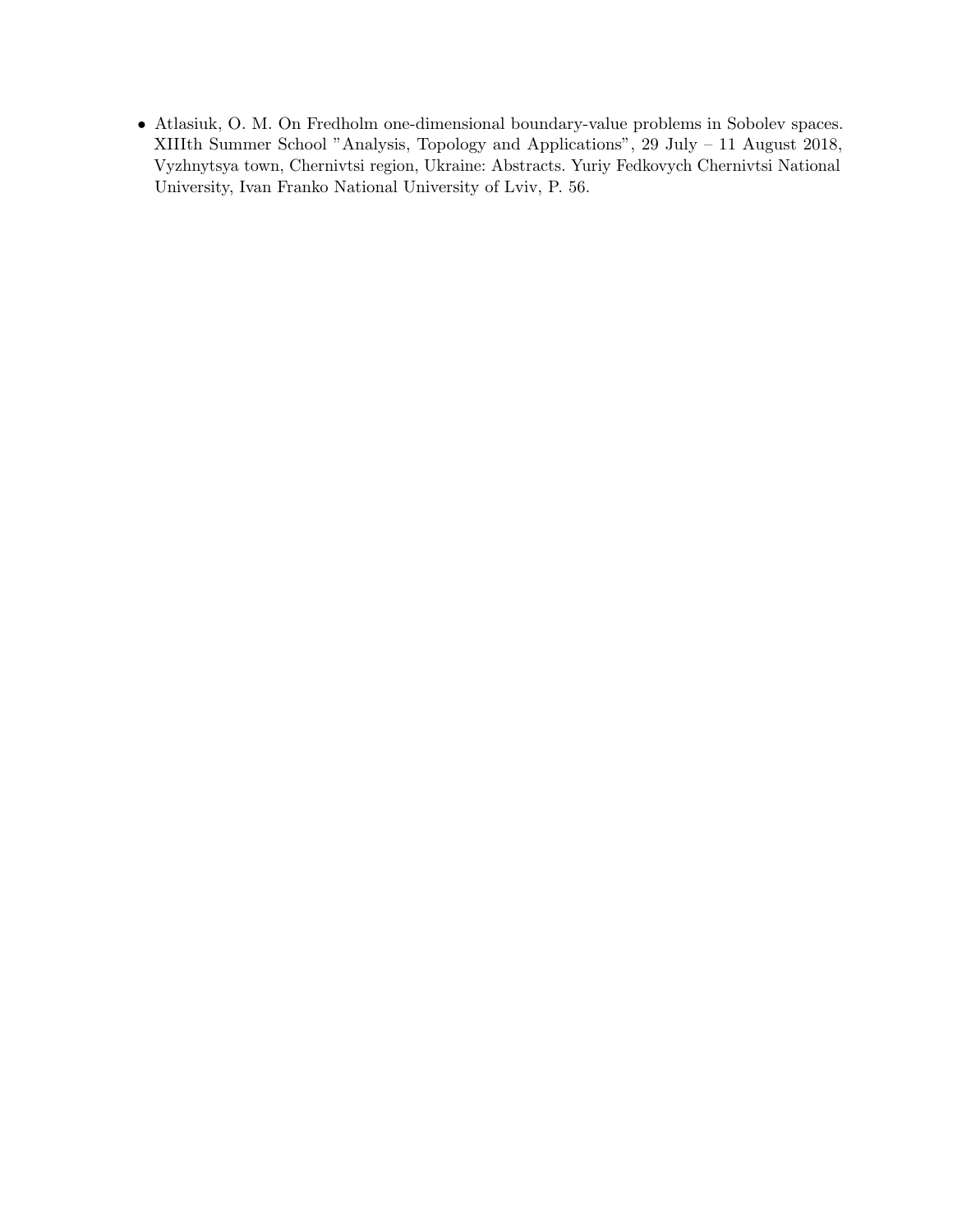- Atlasiuk, O. M. On Fredholm one-dimensional boundary-value problems in Sobolev spaces. XIIIth Summer School "Analysis, Topology and Applications", 29 July – 11 August 2018, Vyzhnytsya town, Chernivtsi region, Ukraine: Abstracts. Yuriy Fedkovych Chernivtsi National University, Ivan Franko National University of Lviv, P. 56.